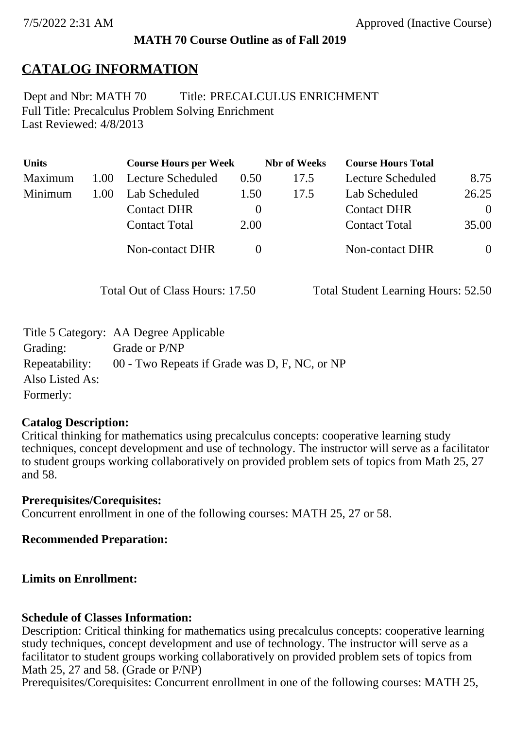7/5/2022 2:31 AM Approved (Inactive Course)

**MATH 70 Course Outline as of Fall 2019**

# CATALOG INFORMATION

Dept and Nbr: MATH 70 Title: PRECALCULUS ENRICHMENT
Full Title: Precalculus Problem Solving Enrichment
Last Reviewed: 4/8/2013

| Units | | Course Hours per Week | | Nbr of Weeks | Course Hours Total | |
|---|---|---|---|---|---|---|
| Maximum | 1.00 | Lecture Scheduled | 0.50 | 17.5 | Lecture Scheduled | 8.75 |
| Minimum | 1.00 | Lab Scheduled | 1.50 | 17.5 | Lab Scheduled | 26.25 |
| | | Contact DHR | 0 | | Contact DHR | 0 |
| | | Contact Total | 2.00 | | Contact Total | 35.00 |
| | | Non-contact DHR | 0 | | Non-contact DHR | 0 |

Total Out of Class Hours: 17.50 Total Student Learning Hours: 52.50

Title 5 Category: AA Degree Applicable
Grading: Grade or P/NP
Repeatability: 00 - Two Repeats if Grade was D, F, NC, or NP
Also Listed As:
Formerly:

**Catalog Description:**
Critical thinking for mathematics using precalculus concepts: cooperative learning study techniques, concept development and use of technology. The instructor will serve as a facilitator to student groups working collaboratively on provided problem sets of topics from Math 25, 27 and 58.

**Prerequisites/Corequisites:**
Concurrent enrollment in one of the following courses: MATH 25, 27 or 58.

**Recommended Preparation:**

**Limits on Enrollment:**

**Schedule of Classes Information:**
Description: Critical thinking for mathematics using precalculus concepts: cooperative learning study techniques, concept development and use of technology. The instructor will serve as a facilitator to student groups working collaboratively on provided problem sets of topics from Math 25, 27 and 58. (Grade or P/NP)
Prerequisites/Corequisites: Concurrent enrollment in one of the following courses: MATH 25,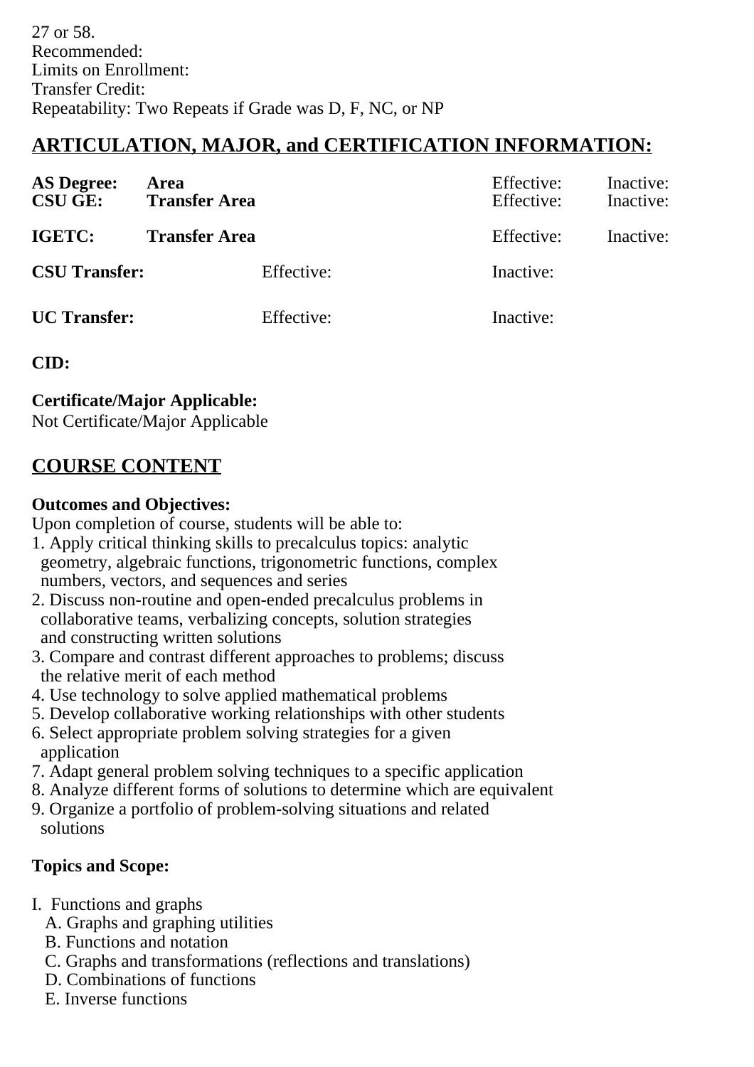27 or 58.
Recommended:
Limits on Enrollment:
Transfer Credit:
Repeatability: Two Repeats if Grade was D, F, NC, or NP

## ARTICULATION, MAJOR, and CERTIFICATION INFORMATION:

| | | | | |
|---|---|---|---|---|
| **AS Degree:** | **Area** | | Effective: | Inactive: |
| **CSU GE:** | **Transfer Area** | | Effective: | Inactive: |
| **IGETC:** | **Transfer Area** | | Effective: | Inactive: |
| **CSU Transfer:** | | Effective: | Inactive: | |
| **UC Transfer:** | | Effective: | Inactive: | |

**CID:**

**Certificate/Major Applicable:**
Not Certificate/Major Applicable

## COURSE CONTENT

**Outcomes and Objectives:**
Upon completion of course, students will be able to:
1. Apply critical thinking skills to precalculus topics: analytic geometry, algebraic functions, trigonometric functions, complex numbers, vectors, and sequences and series
2. Discuss non-routine and open-ended precalculus problems in collaborative teams, verbalizing concepts, solution strategies and constructing written solutions
3. Compare and contrast different approaches to problems; discuss the relative merit of each method
4. Use technology to solve applied mathematical problems
5. Develop collaborative working relationships with other students
6. Select appropriate problem solving strategies for a given application
7. Adapt general problem solving techniques to a specific application
8. Analyze different forms of solutions to determine which are equivalent
9. Organize a portfolio of problem-solving situations and related solutions

**Topics and Scope:**

I. Functions and graphs
   A. Graphs and graphing utilities
   B. Functions and notation
   C. Graphs and transformations (reflections and translations)
   D. Combinations of functions
   E. Inverse functions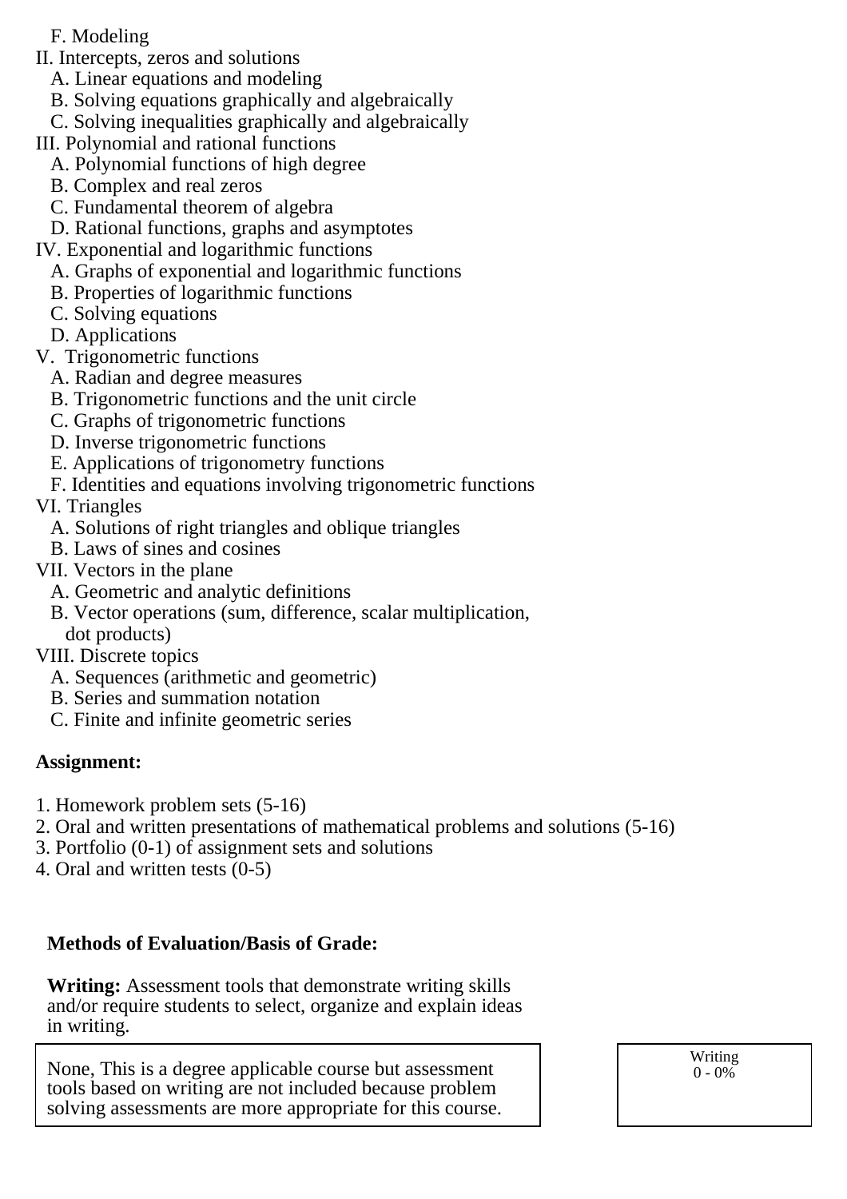F. Modeling

II. Intercepts, zeros and solutions
   A. Linear equations and modeling
   B. Solving equations graphically and algebraically
   C. Solving inequalities graphically and algebraically

III. Polynomial and rational functions
   A. Polynomial functions of high degree
   B. Complex and real zeros
   C. Fundamental theorem of algebra
   D. Rational functions, graphs and asymptotes

IV. Exponential and logarithmic functions
   A. Graphs of exponential and logarithmic functions
   B. Properties of logarithmic functions
   C. Solving equations
   D. Applications

V. Trigonometric functions
   A. Radian and degree measures
   B. Trigonometric functions and the unit circle
   C. Graphs of trigonometric functions
   D. Inverse trigonometric functions
   E. Applications of trigonometry functions
   F. Identities and equations involving trigonometric functions

VI. Triangles
   A. Solutions of right triangles and oblique triangles
   B. Laws of sines and cosines

VII. Vectors in the plane
   A. Geometric and analytic definitions
   B. Vector operations (sum, difference, scalar multiplication, dot products)

VIII. Discrete topics
   A. Sequences (arithmetic and geometric)
   B. Series and summation notation
   C. Finite and infinite geometric series

**Assignment:**

1. Homework problem sets (5-16)
2. Oral and written presentations of mathematical problems and solutions (5-16)
3. Portfolio (0-1) of assignment sets and solutions
4. Oral and written tests (0-5)

**Methods of Evaluation/Basis of Grade:**

**Writing:** Assessment tools that demonstrate writing skills and/or require students to select, organize and explain ideas in writing.

| | |
|---|---|
| None, This is a degree applicable course but assessment tools based on writing are not included because problem solving assessments are more appropriate for this course. | Writing<br>0 - 0% |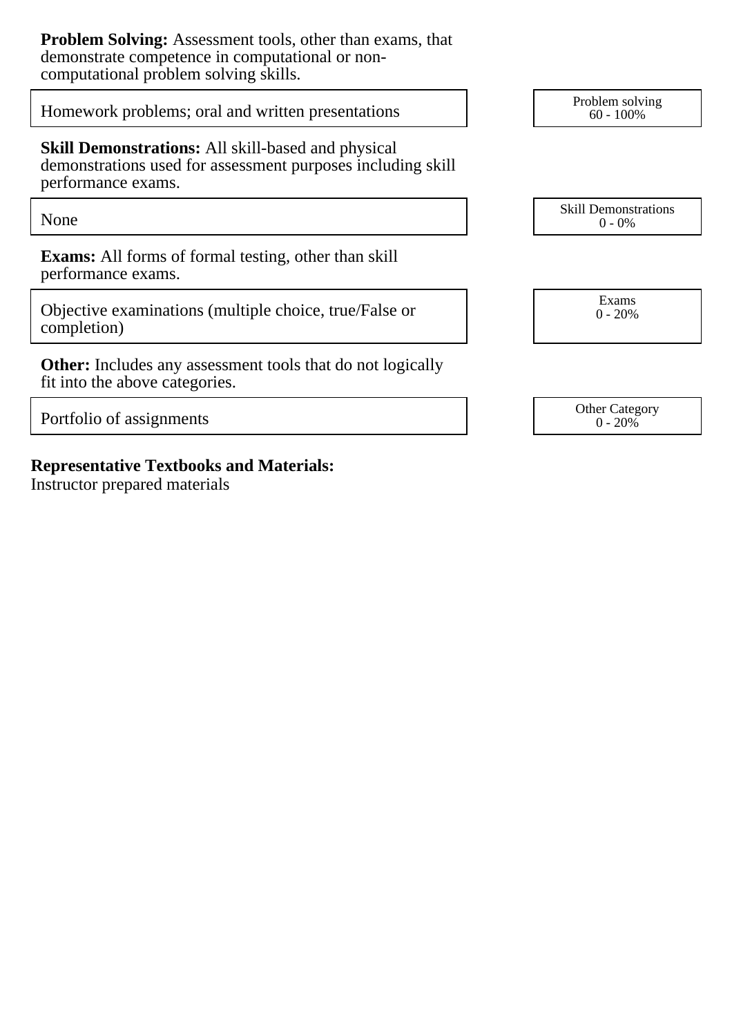**Problem Solving:** Assessment tools, other than exams, that demonstrate competence in computational or non-computational problem solving skills.

| | |
|---|---|
| Homework problems; oral and written presentations | Problem solving<br>60 - 100% |

**Skill Demonstrations:** All skill-based and physical demonstrations used for assessment purposes including skill performance exams.

| | |
|---|---|
| None | Skill Demonstrations<br>0 - 0% |

**Exams:** All forms of formal testing, other than skill performance exams.

| | |
|---|---|
| Objective examinations (multiple choice, true/False or completion) | Exams<br>0 - 20% |

**Other:** Includes any assessment tools that do not logically fit into the above categories.

| | |
|---|---|
| Portfolio of assignments | Other Category<br>0 - 20% |

**Representative Textbooks and Materials:**
Instructor prepared materials